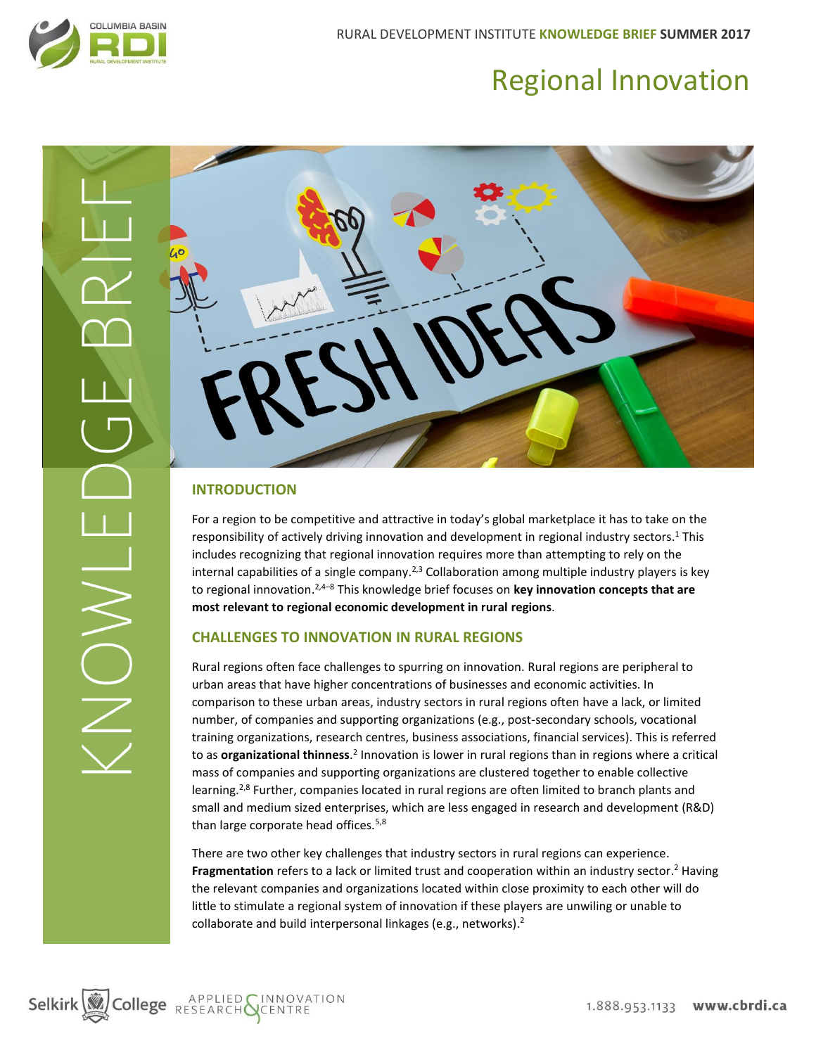RURAL DEVELOPMENT INSTITUTE **KNOWLEDGE BRIEF** SUMMER 2017

# Regional Innovation

KNOWLEDGE BRIEF

## INTRODUCTION

For a region to be competitive and attractive in today's global marketplace it has to take on the responsibility of actively driving innovation and development in regional industry sectors.[1] This includes recognizing that regional innovation requires more than attempting to rely on the internal capabilities of a single company.[2,3] Collaboration among multiple industry players is key to regional innovation.[2,4–8] This knowledge brief focuses on **key innovation concepts that are most relevant to regional economic development in rural regions**.

## CHALLENGES TO INNOVATION IN RURAL REGIONS

Rural regions often face challenges to spurring on innovation. Rural regions are peripheral to urban areas that have higher concentrations of businesses and economic activities. In comparison to these urban areas, industry sectors in rural regions often have a lack, or limited number, of companies and supporting organizations (e.g., post-secondary schools, vocational training organizations, research centres, business associations, financial services). This is referred to as **organizational thinness**.[2] Innovation is lower in rural regions than in regions where a critical mass of companies and supporting organizations are clustered together to enable collective learning.[2,8] Further, companies located in rural regions are often limited to branch plants and small and medium sized enterprises, which are less engaged in research and development (R&D) than large corporate head offices.[5,8]

There are two other key challenges that industry sectors in rural regions can experience. **Fragmentation** refers to a lack or limited trust and cooperation within an industry sector.[2] Having the relevant companies and organizations located within close proximity to each other will do little to stimulate a regional system of innovation if these players are unwiling or unable to collaborate and build interpersonal linkages (e.g., networks).[2]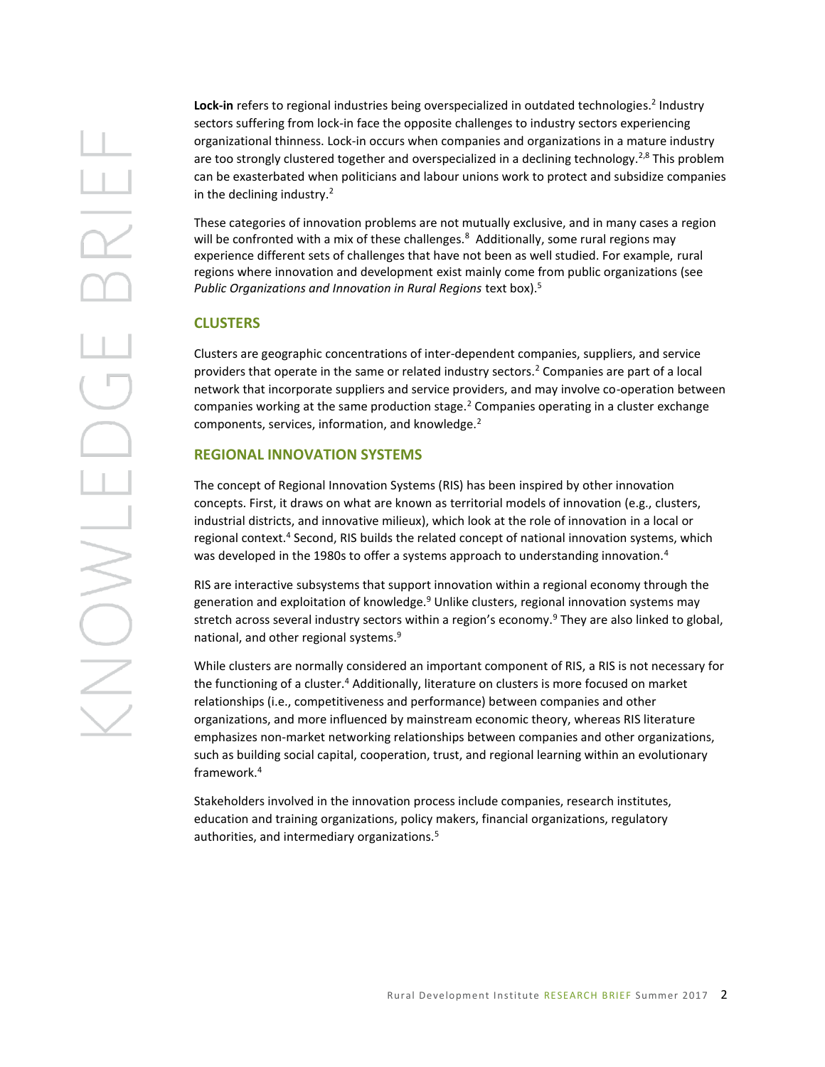**Lock-in** refers to regional industries being overspecialized in outdated technologies.[2] Industry sectors suffering from lock-in face the opposite challenges to industry sectors experiencing organizational thinness. Lock-in occurs when companies and organizations in a mature industry are too strongly clustered together and overspecialized in a declining technology.[2,8] This problem can be exasterbated when politicians and labour unions work to protect and subsidize companies in the declining industry.[2]

These categories of innovation problems are not mutually exclusive, and in many cases a region will be confronted with a mix of these challenges.[8] Additionally, some rural regions may experience different sets of challenges that have not been as well studied. For example, rural regions where innovation and development exist mainly come from public organizations (see *Public Organizations and Innovation in Rural Regions* text box).[5]

## CLUSTERS

Clusters are geographic concentrations of inter-dependent companies, suppliers, and service providers that operate in the same or related industry sectors.[2] Companies are part of a local network that incorporate suppliers and service providers, and may involve co-operation between companies working at the same production stage.[2] Companies operating in a cluster exchange components, services, information, and knowledge.[2]

## REGIONAL INNOVATION SYSTEMS

The concept of Regional Innovation Systems (RIS) has been inspired by other innovation concepts. First, it draws on what are known as territorial models of innovation (e.g., clusters, industrial districts, and innovative milieux), which look at the role of innovation in a local or regional context.[4] Second, RIS builds the related concept of national innovation systems, which was developed in the 1980s to offer a systems approach to understanding innovation.[4]

RIS are interactive subsystems that support innovation within a regional economy through the generation and exploitation of knowledge.[9] Unlike clusters, regional innovation systems may stretch across several industry sectors within a region's economy.[9] They are also linked to global, national, and other regional systems.[9]

While clusters are normally considered an important component of RIS, a RIS is not necessary for the functioning of a cluster.[4] Additionally, literature on clusters is more focused on market relationships (i.e., competitiveness and performance) between companies and other organizations, and more influenced by mainstream economic theory, whereas RIS literature emphasizes non-market networking relationships between companies and other organizations, such as building social capital, cooperation, trust, and regional learning within an evolutionary framework.[4]

Stakeholders involved in the innovation process include companies, research institutes, education and training organizations, policy makers, financial organizations, regulatory authorities, and intermediary organizations.[5]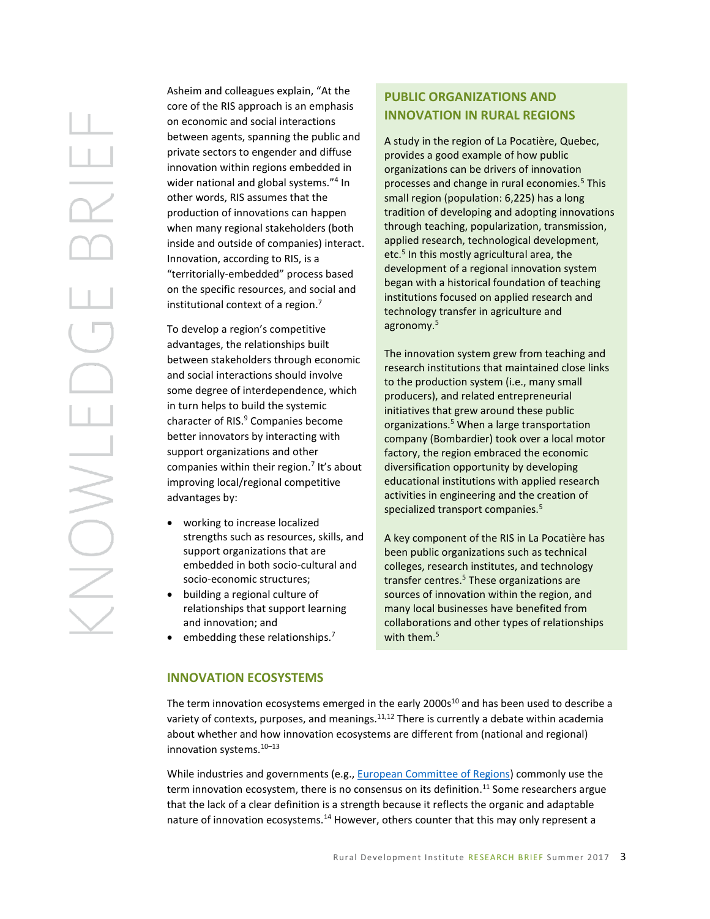Asheim and colleagues explain, "At the core of the RIS approach is an emphasis on economic and social interactions between agents, spanning the public and private sectors to engender and diffuse innovation within regions embedded in wider national and global systems."[4] In other words, RIS assumes that the production of innovations can happen when many regional stakeholders (both inside and outside of companies) interact. Innovation, according to RIS, is a "territorially-embedded" process based on the specific resources, and social and institutional context of a region.[7]

To develop a region's competitive advantages, the relationships built between stakeholders through economic and social interactions should involve some degree of interdependence, which in turn helps to build the systemic character of RIS.[9] Companies become better innovators by interacting with support organizations and other companies within their region.[7] It's about improving local/regional competitive advantages by:

- working to increase localized strengths such as resources, skills, and support organizations that are embedded in both socio-cultural and socio-economic structures;
- building a regional culture of relationships that support learning and innovation; and
- embedding these relationships.[7]

## PUBLIC ORGANIZATIONS AND INNOVATION IN RURAL REGIONS

A study in the region of La Pocatière, Quebec, provides a good example of how public organizations can be drivers of innovation processes and change in rural economies.[5] This small region (population: 6,225) has a long tradition of developing and adopting innovations through teaching, popularization, transmission, applied research, technological development, etc.[5] In this mostly agricultural area, the development of a regional innovation system began with a historical foundation of teaching institutions focused on applied research and technology transfer in agriculture and agronomy.[5]

The innovation system grew from teaching and research institutions that maintained close links to the production system (i.e., many small producers), and related entrepreneurial initiatives that grew around these public organizations.[5] When a large transportation company (Bombardier) took over a local motor factory, the region embraced the economic diversification opportunity by developing educational institutions with applied research activities in engineering and the creation of specialized transport companies.[5]

A key component of the RIS in La Pocatière has been public organizations such as technical colleges, research institutes, and technology transfer centres.[5] These organizations are sources of innovation within the region, and many local businesses have benefited from collaborations and other types of relationships with them.[5]

## INNOVATION ECOSYSTEMS

The term innovation ecosystems emerged in the early 2000s[10] and has been used to describe a variety of contexts, purposes, and meanings.[11,12] There is currently a debate within academia about whether and how innovation ecosystems are different from (national and regional) innovation systems.[10–13]

While industries and governments (e.g., European Committee of Regions) commonly use the term innovation ecosystem, there is no consensus on its definition.[11] Some researchers argue that the lack of a clear definition is a strength because it reflects the organic and adaptable nature of innovation ecosystems.[14] However, others counter that this may only represent a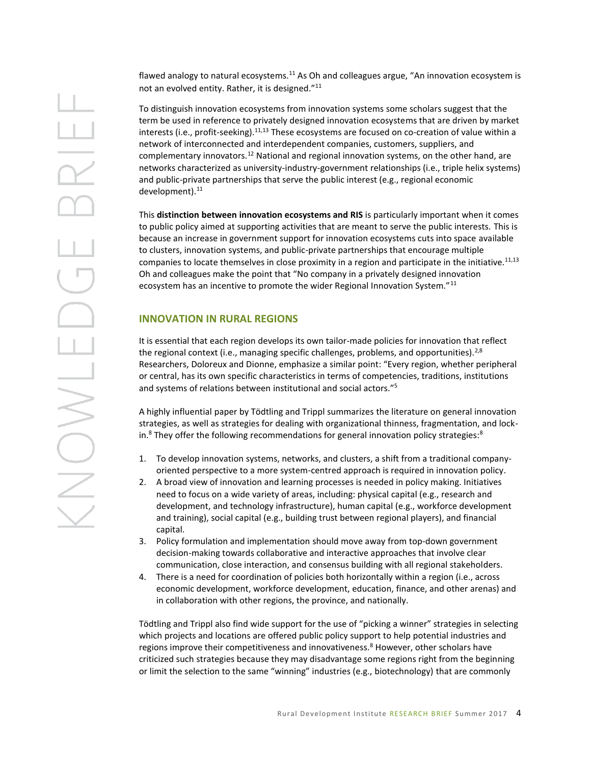flawed analogy to natural ecosystems.[11] As Oh and colleagues argue, "An innovation ecosystem is not an evolved entity. Rather, it is designed."[11]

To distinguish innovation ecosystems from innovation systems some scholars suggest that the term be used in reference to privately designed innovation ecosystems that are driven by market interests (i.e., profit-seeking).[11,13] These ecosystems are focused on co-creation of value within a network of interconnected and interdependent companies, customers, suppliers, and complementary innovators.[12] National and regional innovation systems, on the other hand, are networks characterized as university-industry-government relationships (i.e., triple helix systems) and public-private partnerships that serve the public interest (e.g., regional economic development).[11]

This **distinction between innovation ecosystems and RIS** is particularly important when it comes to public policy aimed at supporting activities that are meant to serve the public interests. This is because an increase in government support for innovation ecosystems cuts into space available to clusters, innovation systems, and public-private partnerships that encourage multiple companies to locate themselves in close proximity in a region and participate in the initiative.[11,13] Oh and colleagues make the point that "No company in a privately designed innovation ecosystem has an incentive to promote the wider Regional Innovation System."[11]

## INNOVATION IN RURAL REGIONS

It is essential that each region develops its own tailor-made policies for innovation that reflect the regional context (i.e., managing specific challenges, problems, and opportunities).[2,8] Researchers, Doloreux and Dionne, emphasize a similar point: "Every region, whether peripheral or central, has its own specific characteristics in terms of competencies, traditions, institutions and systems of relations between institutional and social actors."[5]

A highly influential paper by Tödtling and Trippl summarizes the literature on general innovation strategies, as well as strategies for dealing with organizational thinness, fragmentation, and lock-in.[8] They offer the following recommendations for general innovation policy strategies:[8]

1. To develop innovation systems, networks, and clusters, a shift from a traditional company-oriented perspective to a more system-centred approach is required in innovation policy.
2. A broad view of innovation and learning processes is needed in policy making. Initiatives need to focus on a wide variety of areas, including: physical capital (e.g., research and development, and technology infrastructure), human capital (e.g., workforce development and training), social capital (e.g., building trust between regional players), and financial capital.
3. Policy formulation and implementation should move away from top-down government decision-making towards collaborative and interactive approaches that involve clear communication, close interaction, and consensus building with all regional stakeholders.
4. There is a need for coordination of policies both horizontally within a region (i.e., across economic development, workforce development, education, finance, and other arenas) and in collaboration with other regions, the province, and nationally.

Tödtling and Trippl also find wide support for the use of "picking a winner" strategies in selecting which projects and locations are offered public policy support to help potential industries and regions improve their competitiveness and innovativeness.[8] However, other scholars have criticized such strategies because they may disadvantage some regions right from the beginning or limit the selection to the same "winning" industries (e.g., biotechnology) that are commonly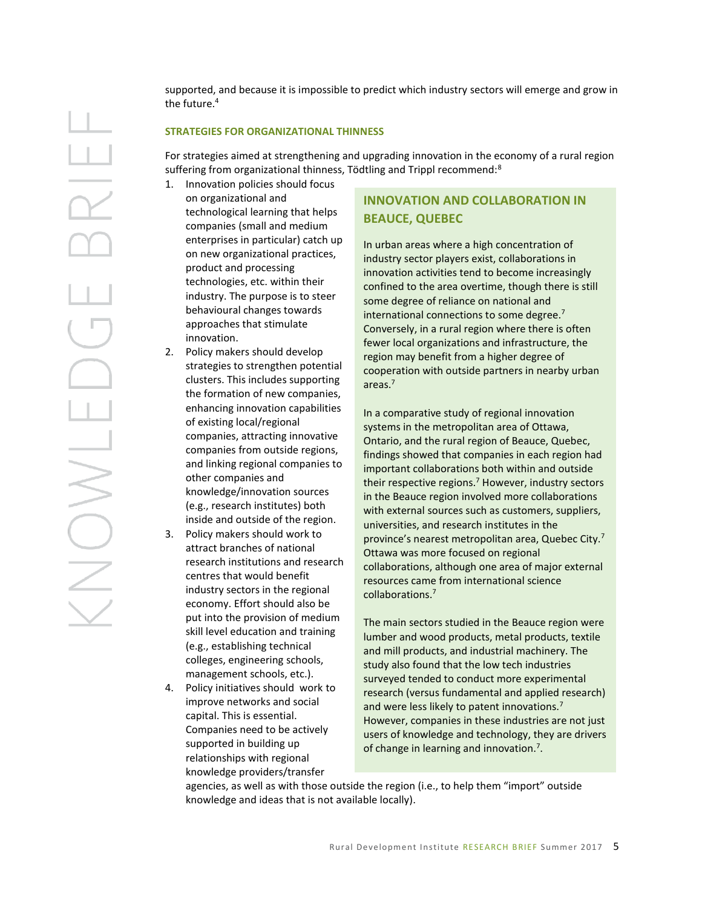supported, and because it is impossible to predict which industry sectors will emerge and grow in the future.[4]

### STRATEGIES FOR ORGANIZATIONAL THINNESS

For strategies aimed at strengthening and upgrading innovation in the economy of a rural region suffering from organizational thinness, Tödtling and Trippl recommend:[8]

1. Innovation policies should focus on organizational and technological learning that helps companies (small and medium enterprises in particular) catch up on new organizational practices, product and processing technologies, etc. within their industry. The purpose is to steer behavioural changes towards approaches that stimulate innovation.
2. Policy makers should develop strategies to strengthen potential clusters. This includes supporting the formation of new companies, enhancing innovation capabilities of existing local/regional companies, attracting innovative companies from outside regions, and linking regional companies to other companies and knowledge/innovation sources (e.g., research institutes) both inside and outside of the region.
3. Policy makers should work to attract branches of national research institutions and research centres that would benefit industry sectors in the regional economy. Effort should also be put into the provision of medium skill level education and training (e.g., establishing technical colleges, engineering schools, management schools, etc.).
4. Policy initiatives should work to improve networks and social capital. This is essential. Companies need to be actively supported in building up relationships with regional knowledge providers/transfer agencies, as well as with those outside the region (i.e., to help them "import" outside knowledge and ideas that is not available locally).

### INNOVATION AND COLLABORATION IN BEAUCE, QUEBEC

In urban areas where a high concentration of industry sector players exist, collaborations in innovation activities tend to become increasingly confined to the area overtime, though there is still some degree of reliance on national and international connections to some degree.[7] Conversely, in a rural region where there is often fewer local organizations and infrastructure, the region may benefit from a higher degree of cooperation with outside partners in nearby urban areas.[7]

In a comparative study of regional innovation systems in the metropolitan area of Ottawa, Ontario, and the rural region of Beauce, Quebec, findings showed that companies in each region had important collaborations both within and outside their respective regions.[7] However, industry sectors in the Beauce region involved more collaborations with external sources such as customers, suppliers, universities, and research institutes in the province's nearest metropolitan area, Quebec City.[7] Ottawa was more focused on regional collaborations, although one area of major external resources came from international science collaborations.[7]

The main sectors studied in the Beauce region were lumber and wood products, metal products, textile and mill products, and industrial machinery. The study also found that the low tech industries surveyed tended to conduct more experimental research (versus fundamental and applied research) and were less likely to patent innovations.[7] However, companies in these industries are not just users of knowledge and technology, they are drivers of change in learning and innovation.[7].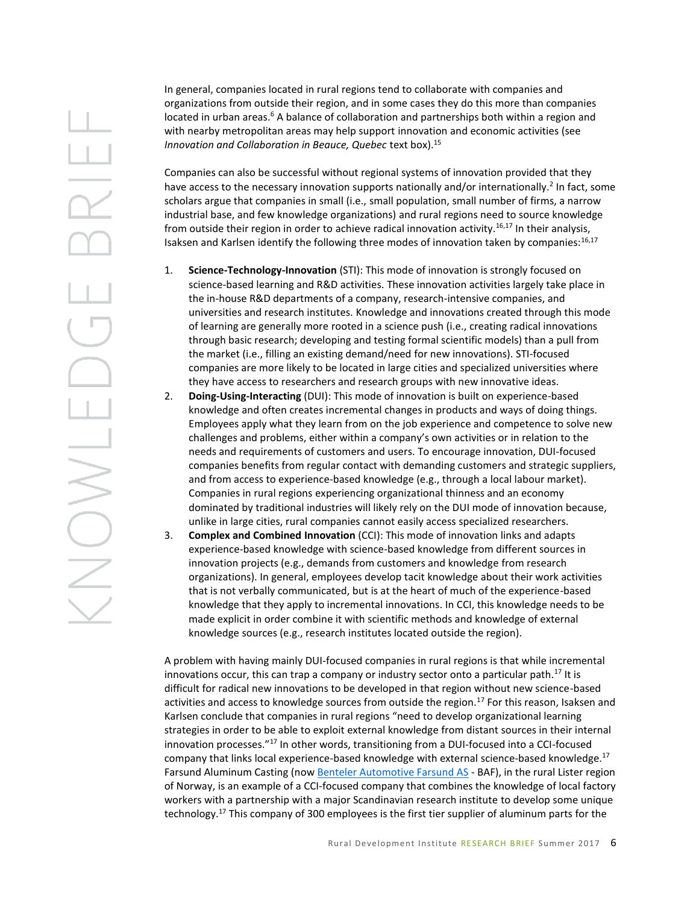In general, companies located in rural regions tend to collaborate with companies and organizations from outside their region, and in some cases they do this more than companies located in urban areas.[6] A balance of collaboration and partnerships both within a region and with nearby metropolitan areas may help support innovation and economic activities (see *Innovation and Collaboration in Beauce, Quebec* text box).[15]

Companies can also be successful without regional systems of innovation provided that they have access to the necessary innovation supports nationally and/or internationally.[2] In fact, some scholars argue that companies in small (i.e., small population, small number of firms, a narrow industrial base, and few knowledge organizations) and rural regions need to source knowledge from outside their region in order to achieve radical innovation activity.[16,17] In their analysis, Isaksen and Karlsen identify the following three modes of innovation taken by companies:[16,17]

1. **Science-Technology-Innovation** (STI): This mode of innovation is strongly focused on science-based learning and R&D activities. These innovation activities largely take place in the in-house R&D departments of a company, research-intensive companies, and universities and research institutes. Knowledge and innovations created through this mode of learning are generally more rooted in a science push (i.e., creating radical innovations through basic research; developing and testing formal scientific models) than a pull from the market (i.e., filling an existing demand/need for new innovations). STI-focused companies are more likely to be located in large cities and specialized universities where they have access to researchers and research groups with new innovative ideas.
2. **Doing-Using-Interacting** (DUI): This mode of innovation is built on experience-based knowledge and often creates incremental changes in products and ways of doing things. Employees apply what they learn from on the job experience and competence to solve new challenges and problems, either within a company's own activities or in relation to the needs and requirements of customers and users. To encourage innovation, DUI-focused companies benefits from regular contact with demanding customers and strategic suppliers, and from access to experience-based knowledge (e.g., through a local labour market). Companies in rural regions experiencing organizational thinness and an economy dominated by traditional industries will likely rely on the DUI mode of innovation because, unlike in large cities, rural companies cannot easily access specialized researchers.
3. **Complex and Combined Innovation** (CCI): This mode of innovation links and adapts experience-based knowledge with science-based knowledge from different sources in innovation projects (e.g., demands from customers and knowledge from research organizations). In general, employees develop tacit knowledge about their work activities that is not verbally communicated, but is at the heart of much of the experience-based knowledge that they apply to incremental innovations. In CCI, this knowledge needs to be made explicit in order combine it with scientific methods and knowledge of external knowledge sources (e.g., research institutes located outside the region).

A problem with having mainly DUI-focused companies in rural regions is that while incremental innovations occur, this can trap a company or industry sector onto a particular path.[17] It is difficult for radical new innovations to be developed in that region without new science-based activities and access to knowledge sources from outside the region.[17] For this reason, Isaksen and Karlsen conclude that companies in rural regions "need to develop organizational learning strategies in order to be able to exploit external knowledge from distant sources in their internal innovation processes."[17] In other words, transitioning from a DUI-focused into a CCI-focused company that links local experience-based knowledge with external science-based knowledge.[17] Farsund Aluminum Casting (now Benteler Automotive Farsund AS - BAF), in the rural Lister region of Norway, is an example of a CCI-focused company that combines the knowledge of local factory workers with a partnership with a major Scandinavian research institute to develop some unique technology.[17] This company of 300 employees is the first tier supplier of aluminum parts for the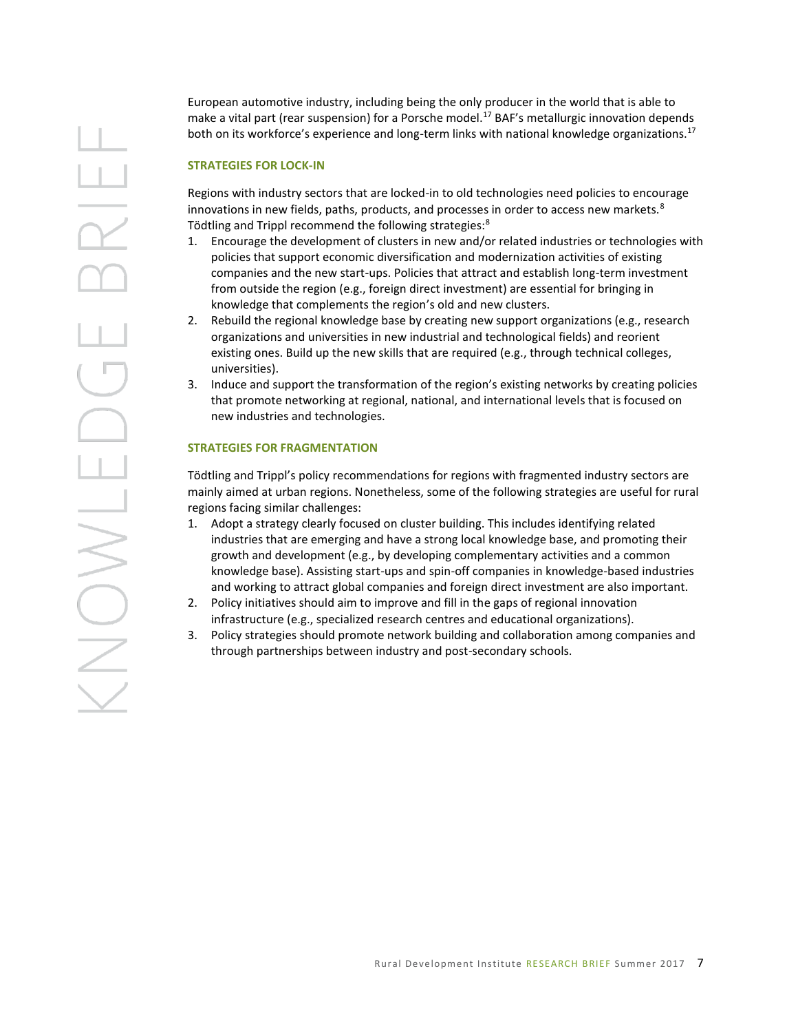European automotive industry, including being the only producer in the world that is able to make a vital part (rear suspension) for a Porsche model.[17] BAF's metallurgic innovation depends both on its workforce's experience and long-term links with national knowledge organizations.[17]

### STRATEGIES FOR LOCK-IN

Regions with industry sectors that are locked-in to old technologies need policies to encourage innovations in new fields, paths, products, and processes in order to access new markets.[8] Tödtling and Trippl recommend the following strategies:[8]

1. Encourage the development of clusters in new and/or related industries or technologies with policies that support economic diversification and modernization activities of existing companies and the new start-ups. Policies that attract and establish long-term investment from outside the region (e.g., foreign direct investment) are essential for bringing in knowledge that complements the region's old and new clusters.
2. Rebuild the regional knowledge base by creating new support organizations (e.g., research organizations and universities in new industrial and technological fields) and reorient existing ones. Build up the new skills that are required (e.g., through technical colleges, universities).
3. Induce and support the transformation of the region's existing networks by creating policies that promote networking at regional, national, and international levels that is focused on new industries and technologies.

### STRATEGIES FOR FRAGMENTATION

Tödtling and Trippl's policy recommendations for regions with fragmented industry sectors are mainly aimed at urban regions. Nonetheless, some of the following strategies are useful for rural regions facing similar challenges:

1. Adopt a strategy clearly focused on cluster building. This includes identifying related industries that are emerging and have a strong local knowledge base, and promoting their growth and development (e.g., by developing complementary activities and a common knowledge base). Assisting start-ups and spin-off companies in knowledge-based industries and working to attract global companies and foreign direct investment are also important.
2. Policy initiatives should aim to improve and fill in the gaps of regional innovation infrastructure (e.g., specialized research centres and educational organizations).
3. Policy strategies should promote network building and collaboration among companies and through partnerships between industry and post-secondary schools.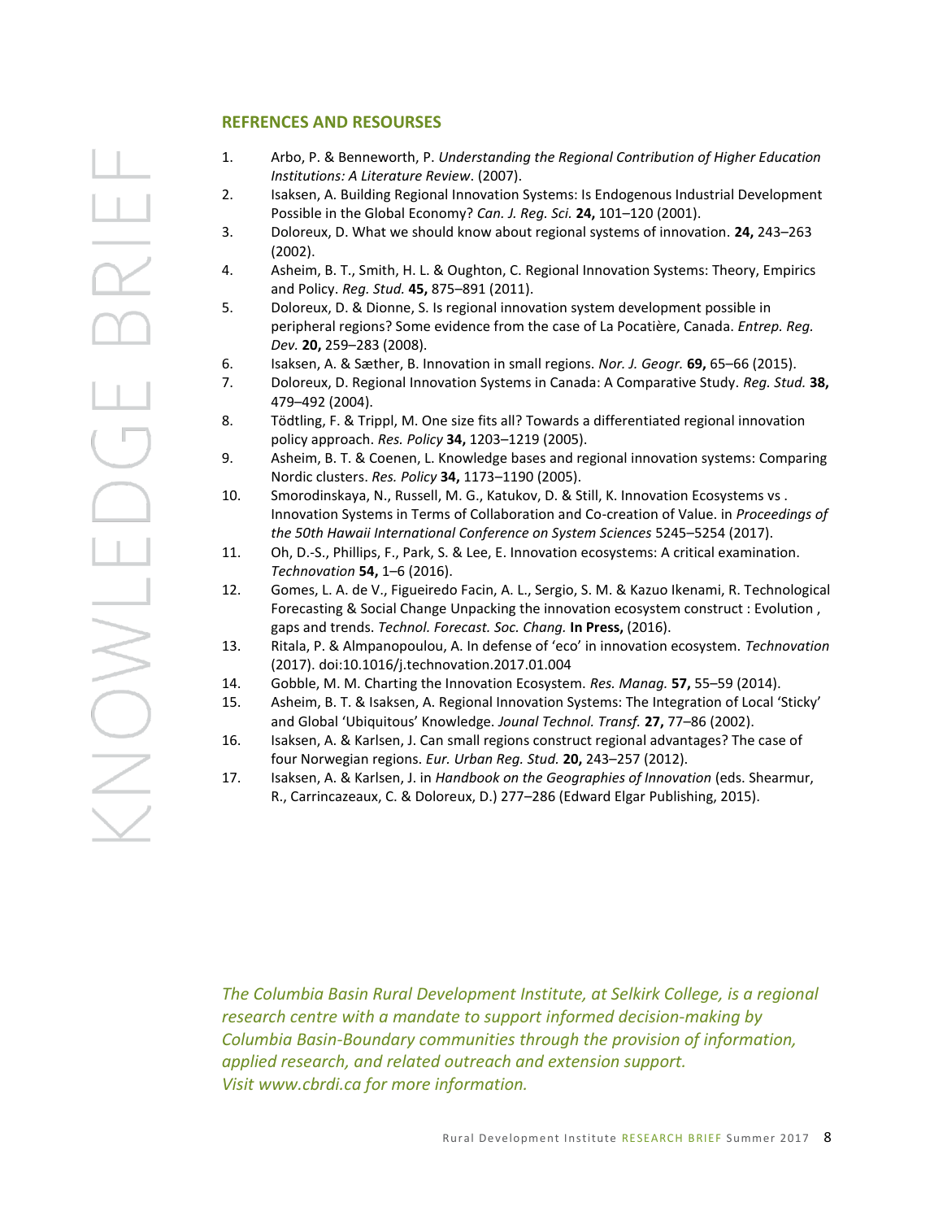## REFRENCES AND RESOURSES

1. Arbo, P. & Benneworth, P. *Understanding the Regional Contribution of Higher Education Institutions: A Literature Review*. (2007).
2. Isaksen, A. Building Regional Innovation Systems: Is Endogenous Industrial Development Possible in the Global Economy? *Can. J. Reg. Sci.* **24,** 101–120 (2001).
3. Doloreux, D. What we should know about regional systems of innovation. **24,** 243–263 (2002).
4. Asheim, B. T., Smith, H. L. & Oughton, C. Regional Innovation Systems: Theory, Empirics and Policy. *Reg. Stud.* **45,** 875–891 (2011).
5. Doloreux, D. & Dionne, S. Is regional innovation system development possible in peripheral regions? Some evidence from the case of La Pocatière, Canada. *Entrep. Reg. Dev.* **20,** 259–283 (2008).
6. Isaksen, A. & Sæther, B. Innovation in small regions. *Nor. J. Geogr.* **69,** 65–66 (2015).
7. Doloreux, D. Regional Innovation Systems in Canada: A Comparative Study. *Reg. Stud.* **38,** 479–492 (2004).
8. Tödtling, F. & Trippl, M. One size fits all? Towards a differentiated regional innovation policy approach. *Res. Policy* **34,** 1203–1219 (2005).
9. Asheim, B. T. & Coenen, L. Knowledge bases and regional innovation systems: Comparing Nordic clusters. *Res. Policy* **34,** 1173–1190 (2005).
10. Smorodinskaya, N., Russell, M. G., Katukov, D. & Still, K. Innovation Ecosystems vs . Innovation Systems in Terms of Collaboration and Co-creation of Value. in *Proceedings of the 50th Hawaii International Conference on System Sciences* 5245–5254 (2017).
11. Oh, D.-S., Phillips, F., Park, S. & Lee, E. Innovation ecosystems: A critical examination. *Technovation* **54,** 1–6 (2016).
12. Gomes, L. A. de V., Figueiredo Facin, A. L., Sergio, S. M. & Kazuo Ikenami, R. Technological Forecasting & Social Change Unpacking the innovation ecosystem construct : Evolution , gaps and trends. *Technol. Forecast. Soc. Chang.* **In Press,** (2016).
13. Ritala, P. & Almpanopoulou, A. In defense of 'eco' in innovation ecosystem. *Technovation* (2017). doi:10.1016/j.technovation.2017.01.004
14. Gobble, M. M. Charting the Innovation Ecosystem. *Res. Manag.* **57,** 55–59 (2014).
15. Asheim, B. T. & Isaksen, A. Regional Innovation Systems: The Integration of Local 'Sticky' and Global 'Ubiquitous' Knowledge. *Jounal Technol. Transf.* **27,** 77–86 (2002).
16. Isaksen, A. & Karlsen, J. Can small regions construct regional advantages? The case of four Norwegian regions. *Eur. Urban Reg. Stud.* **20,** 243–257 (2012).
17. Isaksen, A. & Karlsen, J. in *Handbook on the Geographies of Innovation* (eds. Shearmur, R., Carrincazeaux, C. & Doloreux, D.) 277–286 (Edward Elgar Publishing, 2015).

*The Columbia Basin Rural Development Institute, at Selkirk College, is a regional research centre with a mandate to support informed decision-making by Columbia Basin-Boundary communities through the provision of information, applied research, and related outreach and extension support. Visit www.cbrdi.ca for more information.*